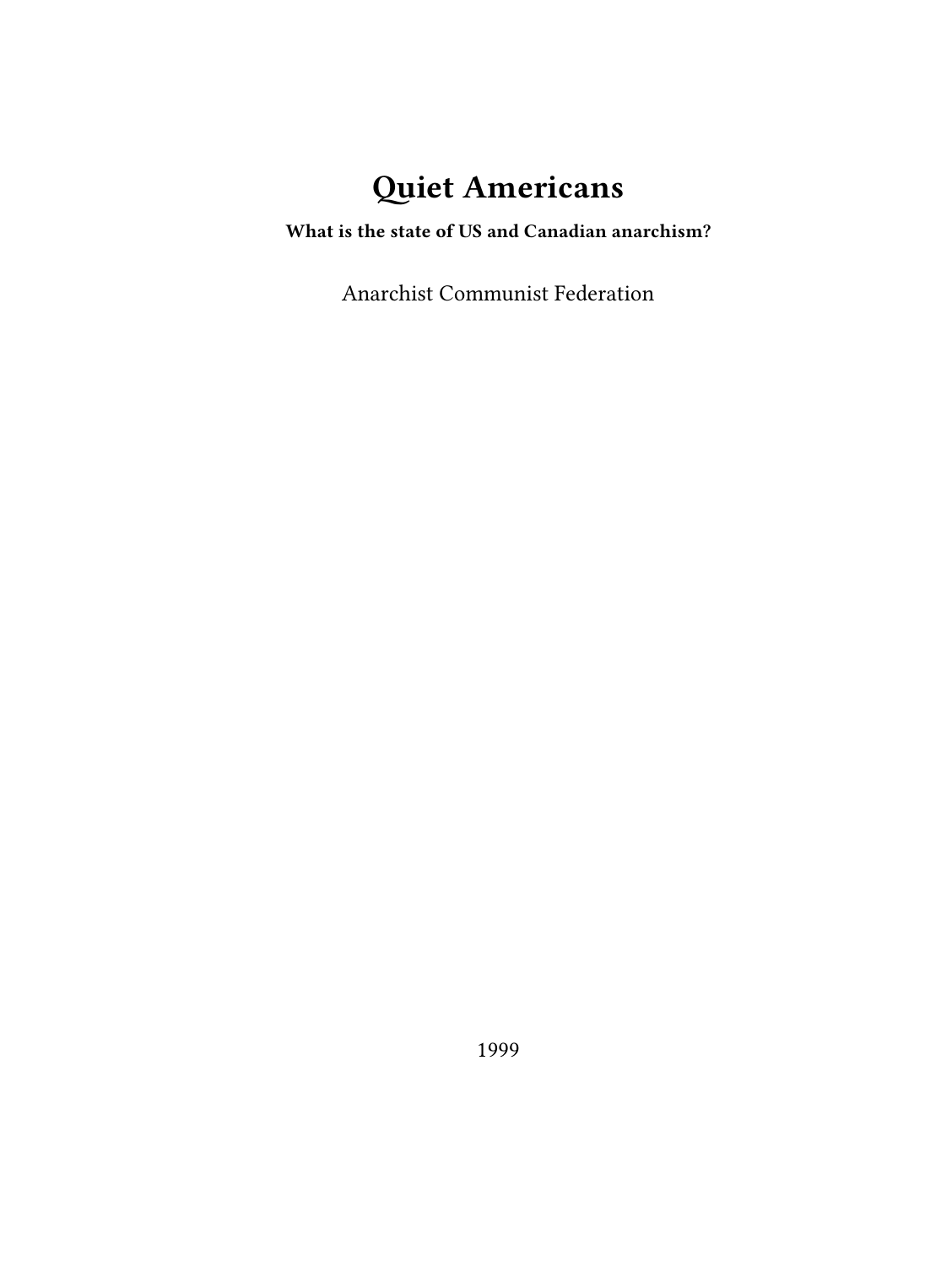# Quiet Americans

**What is the state of US and Canadian anarchism?**

Anarchist Communist Federation

1999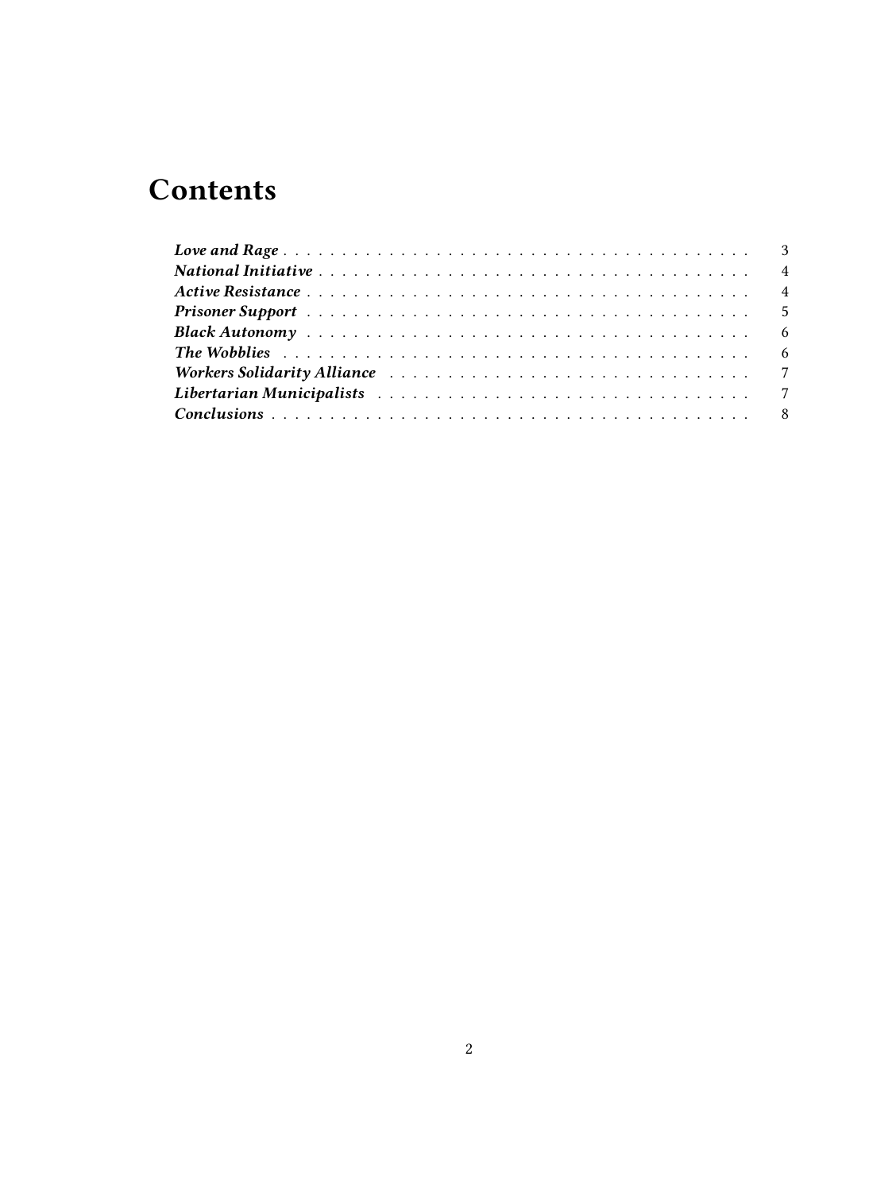# Contents

- *Love and Rage* . . . . . . . . . . 3
- *National Initiative* . . . . . . . . . . 4
- *Active Resistance* . . . . . . . . . . 4
- *Prisoner Support* . . . . . . . . . . 5
- *Black Autonomy* . . . . . . . . . . 6
- *The Wobblies* . . . . . . . . . . 6
- *Workers Solidarity Alliance* . . . . . . . . . . 7
- *Libertarian Municipalists* . . . . . . . . . . 7
- *Conclusions* . . . . . . . . . . 8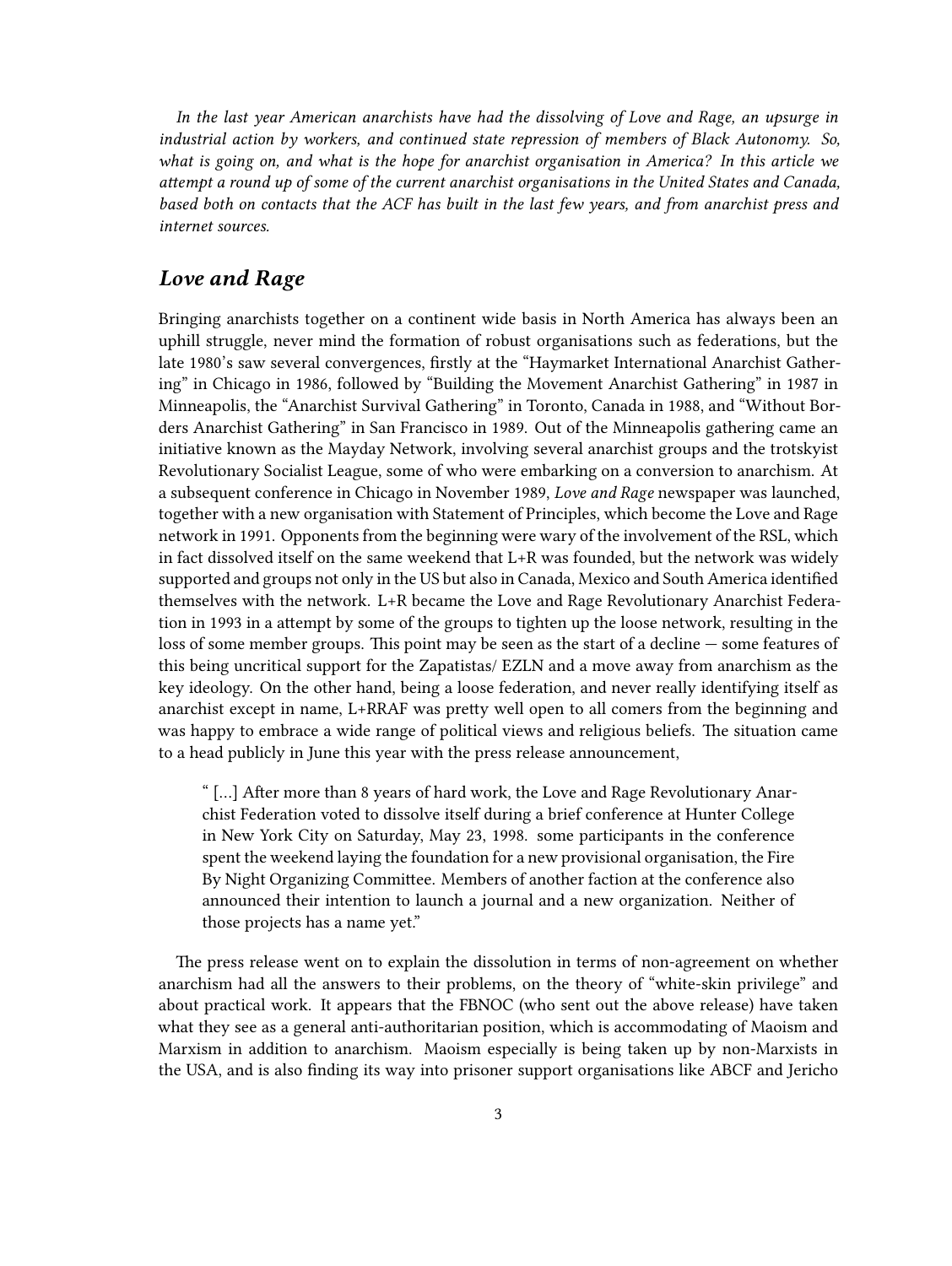*In the last year American anarchists have had the dissolving of Love and Rage, an upsurge in industrial action by workers, and continued state repression of members of Black Autonomy. So, what is going on, and what is the hope for anarchist organisation in America? In this article we attempt a round up of some of the current anarchist organisations in the United States and Canada, based both on contacts that the ACF has built in the last few years, and from anarchist press and internet sources.*

## *Love and Rage*

Bringing anarchists together on a continent wide basis in North America has always been an uphill struggle, never mind the formation of robust organisations such as federations, but the late 1980's saw several convergences, firstly at the "Haymarket International Anarchist Gathering" in Chicago in 1986, followed by "Building the Movement Anarchist Gathering" in 1987 in Minneapolis, the "Anarchist Survival Gathering" in Toronto, Canada in 1988, and "Without Borders Anarchist Gathering" in San Francisco in 1989. Out of the Minneapolis gathering came an initiative known as the Mayday Network, involving several anarchist groups and the trotskyist Revolutionary Socialist League, some of who were embarking on a conversion to anarchism. At a subsequent conference in Chicago in November 1989, *Love and Rage* newspaper was launched, together with a new organisation with Statement of Principles, which become the Love and Rage network in 1991. Opponents from the beginning were wary of the involvement of the RSL, which in fact dissolved itself on the same weekend that L+R was founded, but the network was widely supported and groups not only in the US but also in Canada, Mexico and South America identified themselves with the network. L+R became the Love and Rage Revolutionary Anarchist Federation in 1993 in a attempt by some of the groups to tighten up the loose network, resulting in the loss of some member groups. This point may be seen as the start of a decline — some features of this being uncritical support for the Zapatistas/ EZLN and a move away from anarchism as the key ideology. On the other hand, being a loose federation, and never really identifying itself as anarchist except in name, L+RRAF was pretty well open to all comers from the beginning and was happy to embrace a wide range of political views and religious beliefs. The situation came to a head publicly in June this year with the press release announcement,

> " [...] After more than 8 years of hard work, the Love and Rage Revolutionary Anarchist Federation voted to dissolve itself during a brief conference at Hunter College in New York City on Saturday, May 23, 1998. some participants in the conference spent the weekend laying the foundation for a new provisional organisation, the Fire By Night Organizing Committee. Members of another faction at the conference also announced their intention to launch a journal and a new organization. Neither of those projects has a name yet."

The press release went on to explain the dissolution in terms of non-agreement on whether anarchism had all the answers to their problems, on the theory of "white-skin privilege" and about practical work. It appears that the FBNOC (who sent out the above release) have taken what they see as a general anti-authoritarian position, which is accommodating of Maoism and Marxism in addition to anarchism. Maoism especially is being taken up by non-Marxists in the USA, and is also finding its way into prisoner support organisations like ABCF and Jericho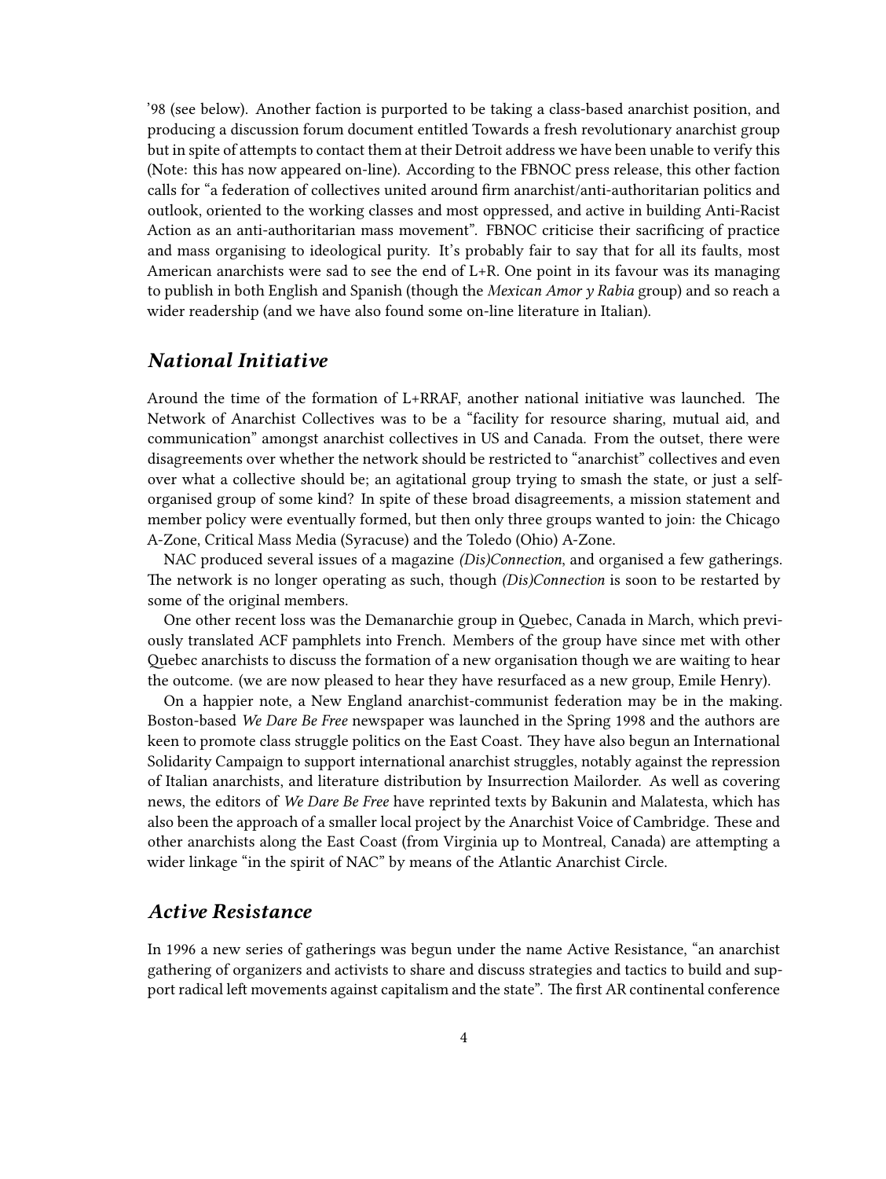'98 (see below). Another faction is purported to be taking a class-based anarchist position, and producing a discussion forum document entitled Towards a fresh revolutionary anarchist group but in spite of attempts to contact them at their Detroit address we have been unable to verify this (Note: this has now appeared on-line). According to the FBNOC press release, this other faction calls for "a federation of collectives united around firm anarchist/anti-authoritarian politics and outlook, oriented to the working classes and most oppressed, and active in building Anti-Racist Action as an anti-authoritarian mass movement". FBNOC criticise their sacrificing of practice and mass organising to ideological purity. It's probably fair to say that for all its faults, most American anarchists were sad to see the end of L+R. One point in its favour was its managing to publish in both English and Spanish (though the *Mexican Amor y Rabia* group) and so reach a wider readership (and we have also found some on-line literature in Italian).

## *National Initiative*

Around the time of the formation of L+RRAF, another national initiative was launched. The Network of Anarchist Collectives was to be a "facility for resource sharing, mutual aid, and communication" amongst anarchist collectives in US and Canada. From the outset, there were disagreements over whether the network should be restricted to "anarchist" collectives and even over what a collective should be; an agitational group trying to smash the state, or just a self-organised group of some kind? In spite of these broad disagreements, a mission statement and member policy were eventually formed, but then only three groups wanted to join: the Chicago A-Zone, Critical Mass Media (Syracuse) and the Toledo (Ohio) A-Zone.

NAC produced several issues of a magazine *(Dis)Connection*, and organised a few gatherings. The network is no longer operating as such, though *(Dis)Connection* is soon to be restarted by some of the original members.

One other recent loss was the Demanarchie group in Quebec, Canada in March, which previously translated ACF pamphlets into French. Members of the group have since met with other Quebec anarchists to discuss the formation of a new organisation though we are waiting to hear the outcome. (we are now pleased to hear they have resurfaced as a new group, Emile Henry).

On a happier note, a New England anarchist-communist federation may be in the making. Boston-based *We Dare Be Free* newspaper was launched in the Spring 1998 and the authors are keen to promote class struggle politics on the East Coast. They have also begun an International Solidarity Campaign to support international anarchist struggles, notably against the repression of Italian anarchists, and literature distribution by Insurrection Mailorder. As well as covering news, the editors of *We Dare Be Free* have reprinted texts by Bakunin and Malatesta, which has also been the approach of a smaller local project by the Anarchist Voice of Cambridge. These and other anarchists along the East Coast (from Virginia up to Montreal, Canada) are attempting a wider linkage "in the spirit of NAC" by means of the Atlantic Anarchist Circle.

## *Active Resistance*

In 1996 a new series of gatherings was begun under the name Active Resistance, "an anarchist gathering of organizers and activists to share and discuss strategies and tactics to build and support radical left movements against capitalism and the state". The first AR continental conference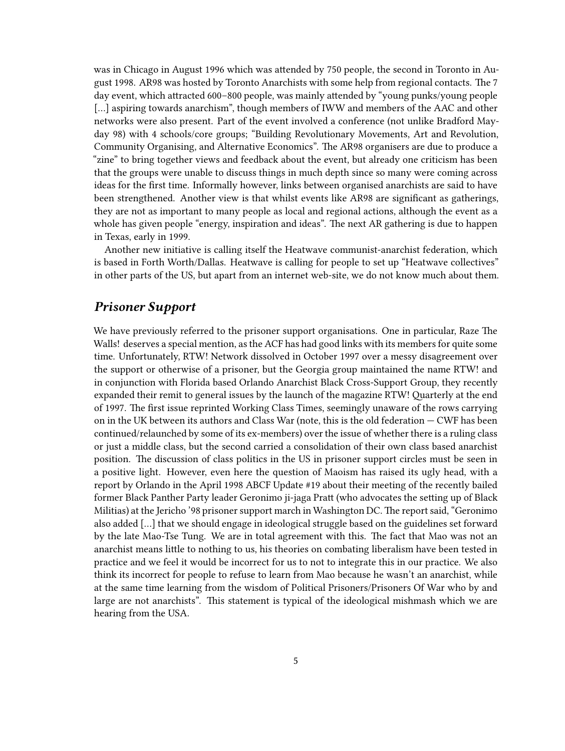was in Chicago in August 1996 which was attended by 750 people, the second in Toronto in August 1998. AR98 was hosted by Toronto Anarchists with some help from regional contacts. The 7 day event, which attracted 600–800 people, was mainly attended by "young punks/young people [...] aspiring towards anarchism", though members of IWW and members of the AAC and other networks were also present. Part of the event involved a conference (not unlike Bradford Mayday 98) with 4 schools/core groups; "Building Revolutionary Movements, Art and Revolution, Community Organising, and Alternative Economics". The AR98 organisers are due to produce a "zine" to bring together views and feedback about the event, but already one criticism has been that the groups were unable to discuss things in much depth since so many were coming across ideas for the first time. Informally however, links between organised anarchists are said to have been strengthened. Another view is that whilst events like AR98 are significant as gatherings, they are not as important to many people as local and regional actions, although the event as a whole has given people "energy, inspiration and ideas". The next AR gathering is due to happen in Texas, early in 1999.

Another new initiative is calling itself the Heatwave communist-anarchist federation, which is based in Forth Worth/Dallas. Heatwave is calling for people to set up "Heatwave collectives" in other parts of the US, but apart from an internet web-site, we do not know much about them.

## *Prisoner Support*

We have previously referred to the prisoner support organisations. One in particular, Raze The Walls! deserves a special mention, as the ACF has had good links with its members for quite some time. Unfortunately, RTW! Network dissolved in October 1997 over a messy disagreement over the support or otherwise of a prisoner, but the Georgia group maintained the name RTW! and in conjunction with Florida based Orlando Anarchist Black Cross-Support Group, they recently expanded their remit to general issues by the launch of the magazine RTW! Quarterly at the end of 1997. The first issue reprinted Working Class Times, seemingly unaware of the rows carrying on in the UK between its authors and Class War (note, this is the old federation — CWF has been continued/relaunched by some of its ex-members) over the issue of whether there is a ruling class or just a middle class, but the second carried a consolidation of their own class based anarchist position. The discussion of class politics in the US in prisoner support circles must be seen in a positive light. However, even here the question of Maoism has raised its ugly head, with a report by Orlando in the April 1998 ABCF Update #19 about their meeting of the recently bailed former Black Panther Party leader Geronimo ji-jaga Pratt (who advocates the setting up of Black Militias) at the Jericho '98 prisoner support march in Washington DC. The report said, "Geronimo also added [...] that we should engage in ideological struggle based on the guidelines set forward by the late Mao-Tse Tung. We are in total agreement with this. The fact that Mao was not an anarchist means little to nothing to us, his theories on combating liberalism have been tested in practice and we feel it would be incorrect for us to not to integrate this in our practice. We also think its incorrect for people to refuse to learn from Mao because he wasn't an anarchist, while at the same time learning from the wisdom of Political Prisoners/Prisoners Of War who by and large are not anarchists". This statement is typical of the ideological mishmash which we are hearing from the USA.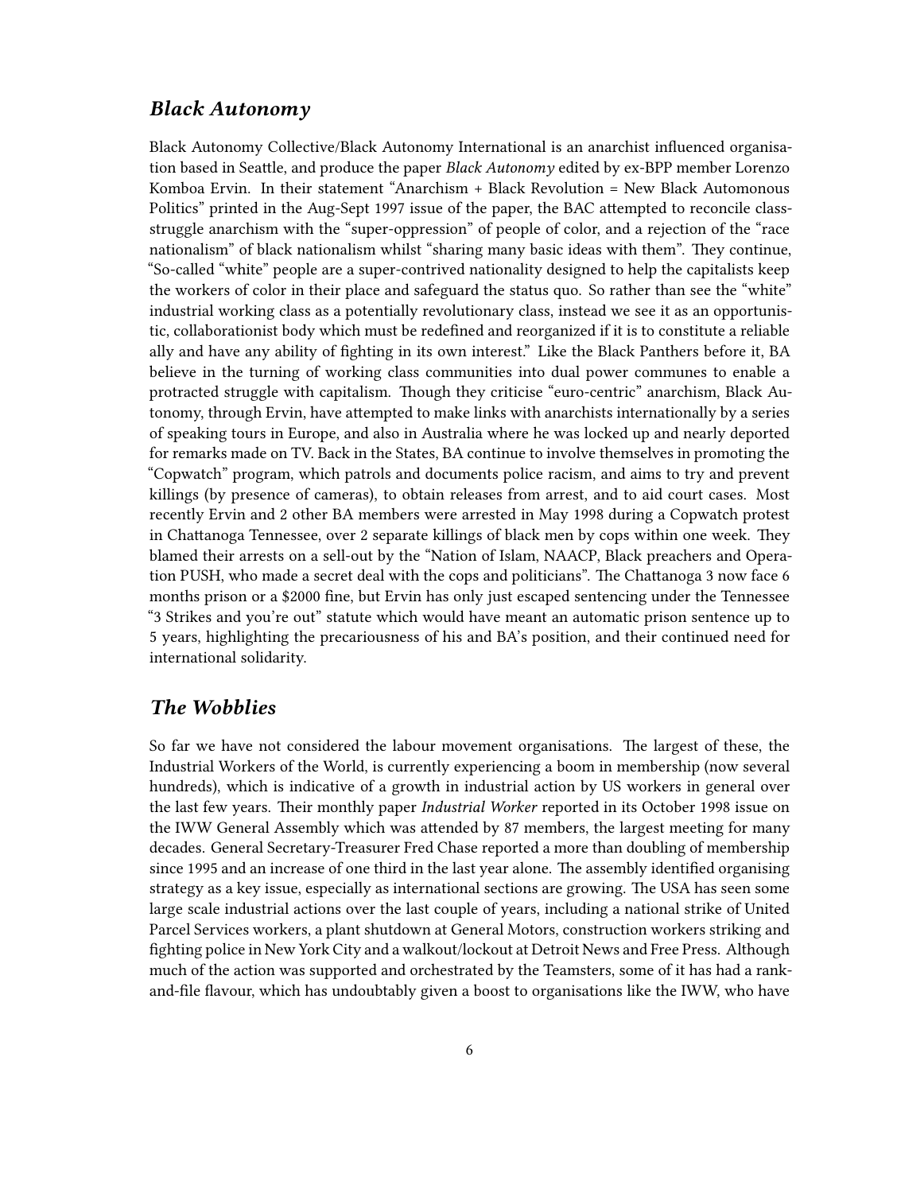## *Black Autonomy*

Black Autonomy Collective/Black Autonomy International is an anarchist influenced organisation based in Seattle, and produce the paper *Black Autonomy* edited by ex-BPP member Lorenzo Komboa Ervin. In their statement "Anarchism + Black Revolution = New Black Automonous Politics" printed in the Aug-Sept 1997 issue of the paper, the BAC attempted to reconcile class-struggle anarchism with the "super-oppression" of people of color, and a rejection of the "race nationalism" of black nationalism whilst "sharing many basic ideas with them". They continue, "So-called "white" people are a super-contrived nationality designed to help the capitalists keep the workers of color in their place and safeguard the status quo. So rather than see the "white" industrial working class as a potentially revolutionary class, instead we see it as an opportunistic, collaborationist body which must be redefined and reorganized if it is to constitute a reliable ally and have any ability of fighting in its own interest." Like the Black Panthers before it, BA believe in the turning of working class communities into dual power communes to enable a protracted struggle with capitalism. Though they criticise "euro-centric" anarchism, Black Autonomy, through Ervin, have attempted to make links with anarchists internationally by a series of speaking tours in Europe, and also in Australia where he was locked up and nearly deported for remarks made on TV. Back in the States, BA continue to involve themselves in promoting the "Copwatch" program, which patrols and documents police racism, and aims to try and prevent killings (by presence of cameras), to obtain releases from arrest, and to aid court cases. Most recently Ervin and 2 other BA members were arrested in May 1998 during a Copwatch protest in Chattanoga Tennessee, over 2 separate killings of black men by cops within one week. They blamed their arrests on a sell-out by the "Nation of Islam, NAACP, Black preachers and Operation PUSH, who made a secret deal with the cops and politicians". The Chattanoga 3 now face 6 months prison or a $2000 fine, but Ervin has only just escaped sentencing under the Tennessee "3 Strikes and you're out" statute which would have meant an automatic prison sentence up to 5 years, highlighting the precariousness of his and BA's position, and their continued need for international solidarity.

## *The Wobblies*

So far we have not considered the labour movement organisations. The largest of these, the Industrial Workers of the World, is currently experiencing a boom in membership (now several hundreds), which is indicative of a growth in industrial action by US workers in general over the last few years. Their monthly paper *Industrial Worker* reported in its October 1998 issue on the IWW General Assembly which was attended by 87 members, the largest meeting for many decades. General Secretary-Treasurer Fred Chase reported a more than doubling of membership since 1995 and an increase of one third in the last year alone. The assembly identified organising strategy as a key issue, especially as international sections are growing. The USA has seen some large scale industrial actions over the last couple of years, including a national strike of United Parcel Services workers, a plant shutdown at General Motors, construction workers striking and fighting police in New York City and a walkout/lockout at Detroit News and Free Press. Although much of the action was supported and orchestrated by the Teamsters, some of it has had a rank-and-file flavour, which has undoubtably given a boost to organisations like the IWW, who have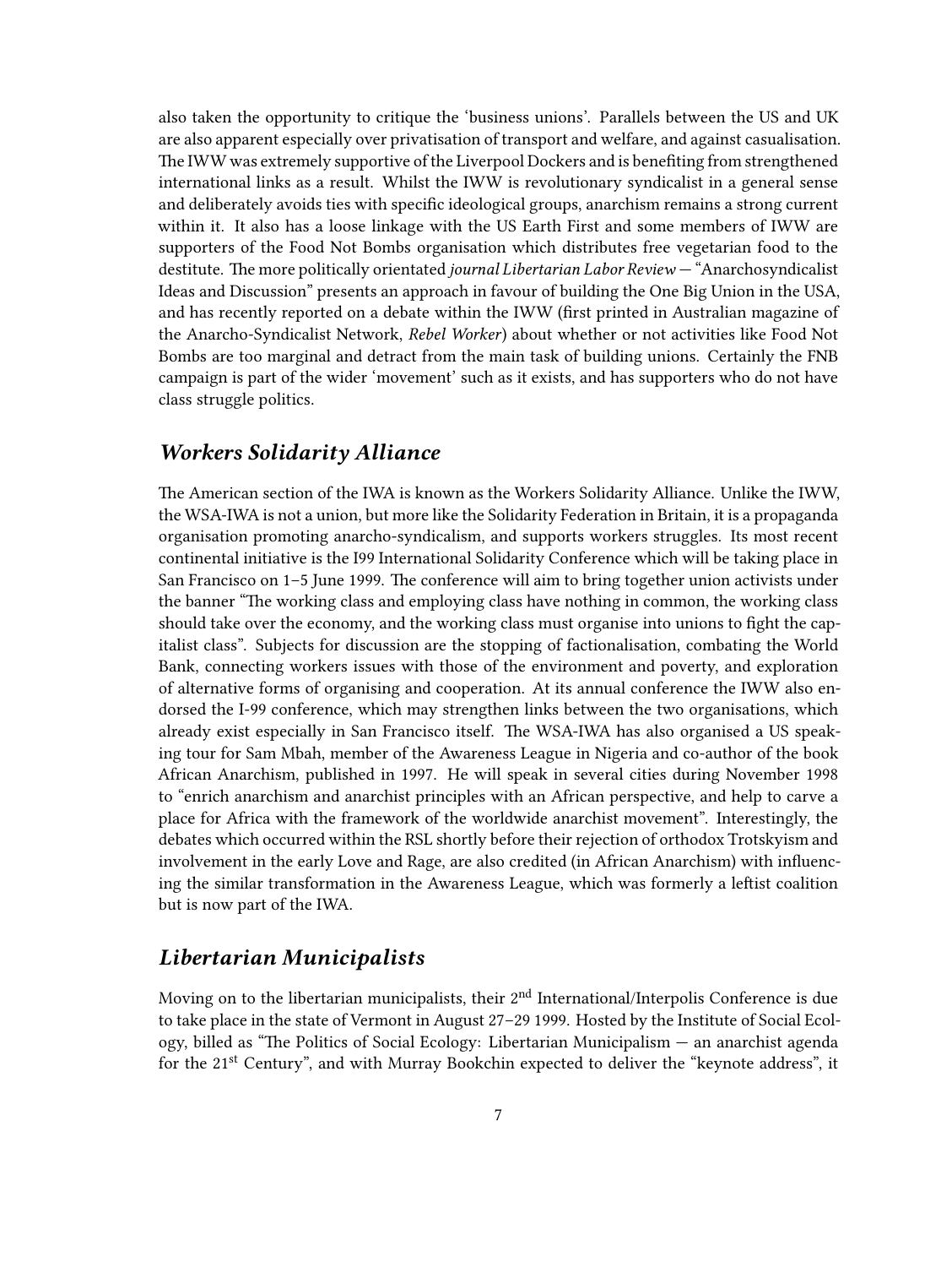also taken the opportunity to critique the 'business unions'. Parallels between the US and UK are also apparent especially over privatisation of transport and welfare, and against casualisation. The IWW was extremely supportive of the Liverpool Dockers and is benefiting from strengthened international links as a result. Whilst the IWW is revolutionary syndicalist in a general sense and deliberately avoids ties with specific ideological groups, anarchism remains a strong current within it. It also has a loose linkage with the US Earth First and some members of IWW are supporters of the Food Not Bombs organisation which distributes free vegetarian food to the destitute. The more politically orientated *journal Libertarian Labor Review* — "Anarchosyndicalist Ideas and Discussion" presents an approach in favour of building the One Big Union in the USA, and has recently reported on a debate within the IWW (first printed in Australian magazine of the Anarcho-Syndicalist Network, *Rebel Worker*) about whether or not activities like Food Not Bombs are too marginal and detract from the main task of building unions. Certainly the FNB campaign is part of the wider 'movement' such as it exists, and has supporters who do not have class struggle politics.

## *Workers Solidarity Alliance*

The American section of the IWA is known as the Workers Solidarity Alliance. Unlike the IWW, the WSA-IWA is not a union, but more like the Solidarity Federation in Britain, it is a propaganda organisation promoting anarcho-syndicalism, and supports workers struggles. Its most recent continental initiative is the I99 International Solidarity Conference which will be taking place in San Francisco on 1–5 June 1999. The conference will aim to bring together union activists under the banner "The working class and employing class have nothing in common, the working class should take over the economy, and the working class must organise into unions to fight the capitalist class". Subjects for discussion are the stopping of factionalisation, combating the World Bank, connecting workers issues with those of the environment and poverty, and exploration of alternative forms of organising and cooperation. At its annual conference the IWW also endorsed the I-99 conference, which may strengthen links between the two organisations, which already exist especially in San Francisco itself. The WSA-IWA has also organised a US speaking tour for Sam Mbah, member of the Awareness League in Nigeria and co-author of the book African Anarchism, published in 1997. He will speak in several cities during November 1998 to "enrich anarchism and anarchist principles with an African perspective, and help to carve a place for Africa with the framework of the worldwide anarchist movement". Interestingly, the debates which occurred within the RSL shortly before their rejection of orthodox Trotskyism and involvement in the early Love and Rage, are also credited (in African Anarchism) with influencing the similar transformation in the Awareness League, which was formerly a leftist coalition but is now part of the IWA.

## *Libertarian Municipalists*

Moving on to the libertarian municipalists, their 2nd International/Interpolis Conference is due to take place in the state of Vermont in August 27–29 1999. Hosted by the Institute of Social Ecology, billed as "The Politics of Social Ecology: Libertarian Municipalism — an anarchist agenda for the 21st Century", and with Murray Bookchin expected to deliver the "keynote address", it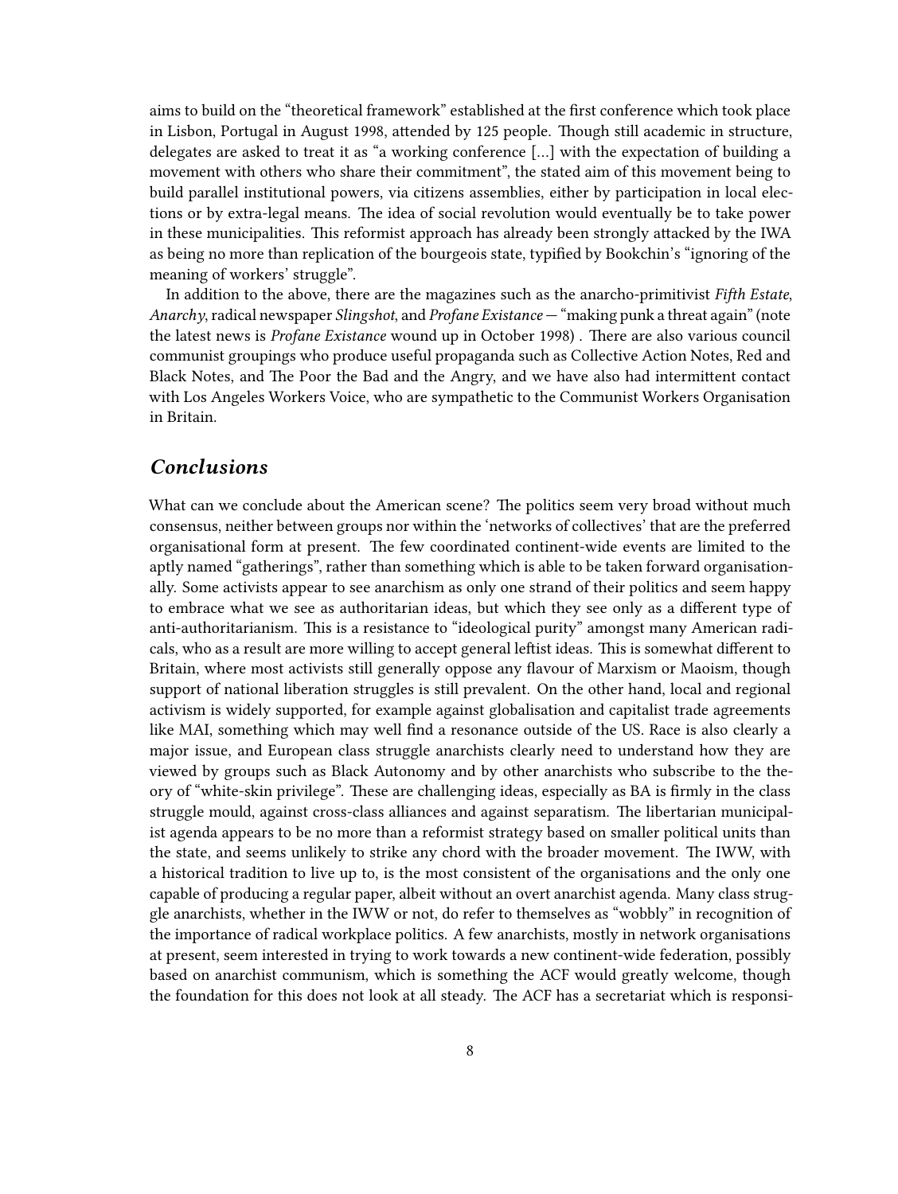aims to build on the "theoretical framework" established at the first conference which took place in Lisbon, Portugal in August 1998, attended by 125 people. Though still academic in structure, delegates are asked to treat it as "a working conference [...] with the expectation of building a movement with others who share their commitment", the stated aim of this movement being to build parallel institutional powers, via citizens assemblies, either by participation in local elections or by extra-legal means. The idea of social revolution would eventually be to take power in these municipalities. This reformist approach has already been strongly attacked by the IWA as being no more than replication of the bourgeois state, typified by Bookchin's "ignoring of the meaning of workers' struggle".

In addition to the above, there are the magazines such as the anarcho-primitivist *Fifth Estate*, *Anarchy*, radical newspaper *Slingshot*, and *Profane Existance* — "making punk a threat again" (note the latest news is *Profane Existance* wound up in October 1998) . There are also various council communist groupings who produce useful propaganda such as Collective Action Notes, Red and Black Notes, and The Poor the Bad and the Angry, and we have also had intermittent contact with Los Angeles Workers Voice, who are sympathetic to the Communist Workers Organisation in Britain.

## *Conclusions*

What can we conclude about the American scene? The politics seem very broad without much consensus, neither between groups nor within the 'networks of collectives' that are the preferred organisational form at present. The few coordinated continent-wide events are limited to the aptly named "gatherings", rather than something which is able to be taken forward organisationally. Some activists appear to see anarchism as only one strand of their politics and seem happy to embrace what we see as authoritarian ideas, but which they see only as a different type of anti-authoritarianism. This is a resistance to "ideological purity" amongst many American radicals, who as a result are more willing to accept general leftist ideas. This is somewhat different to Britain, where most activists still generally oppose any flavour of Marxism or Maoism, though support of national liberation struggles is still prevalent. On the other hand, local and regional activism is widely supported, for example against globalisation and capitalist trade agreements like MAI, something which may well find a resonance outside of the US. Race is also clearly a major issue, and European class struggle anarchists clearly need to understand how they are viewed by groups such as Black Autonomy and by other anarchists who subscribe to the theory of "white-skin privilege". These are challenging ideas, especially as BA is firmly in the class struggle mould, against cross-class alliances and against separatism. The libertarian municipalist agenda appears to be no more than a reformist strategy based on smaller political units than the state, and seems unlikely to strike any chord with the broader movement. The IWW, with a historical tradition to live up to, is the most consistent of the organisations and the only one capable of producing a regular paper, albeit without an overt anarchist agenda. Many class struggle anarchists, whether in the IWW or not, do refer to themselves as "wobbly" in recognition of the importance of radical workplace politics. A few anarchists, mostly in network organisations at present, seem interested in trying to work towards a new continent-wide federation, possibly based on anarchist communism, which is something the ACF would greatly welcome, though the foundation for this does not look at all steady. The ACF has a secretariat which is responsi-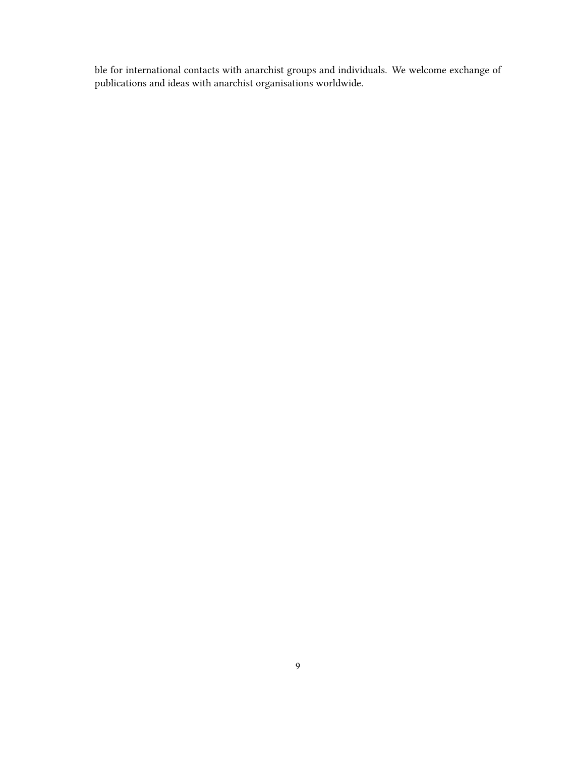ble for international contacts with anarchist groups and individuals. We welcome exchange of publications and ideas with anarchist organisations worldwide.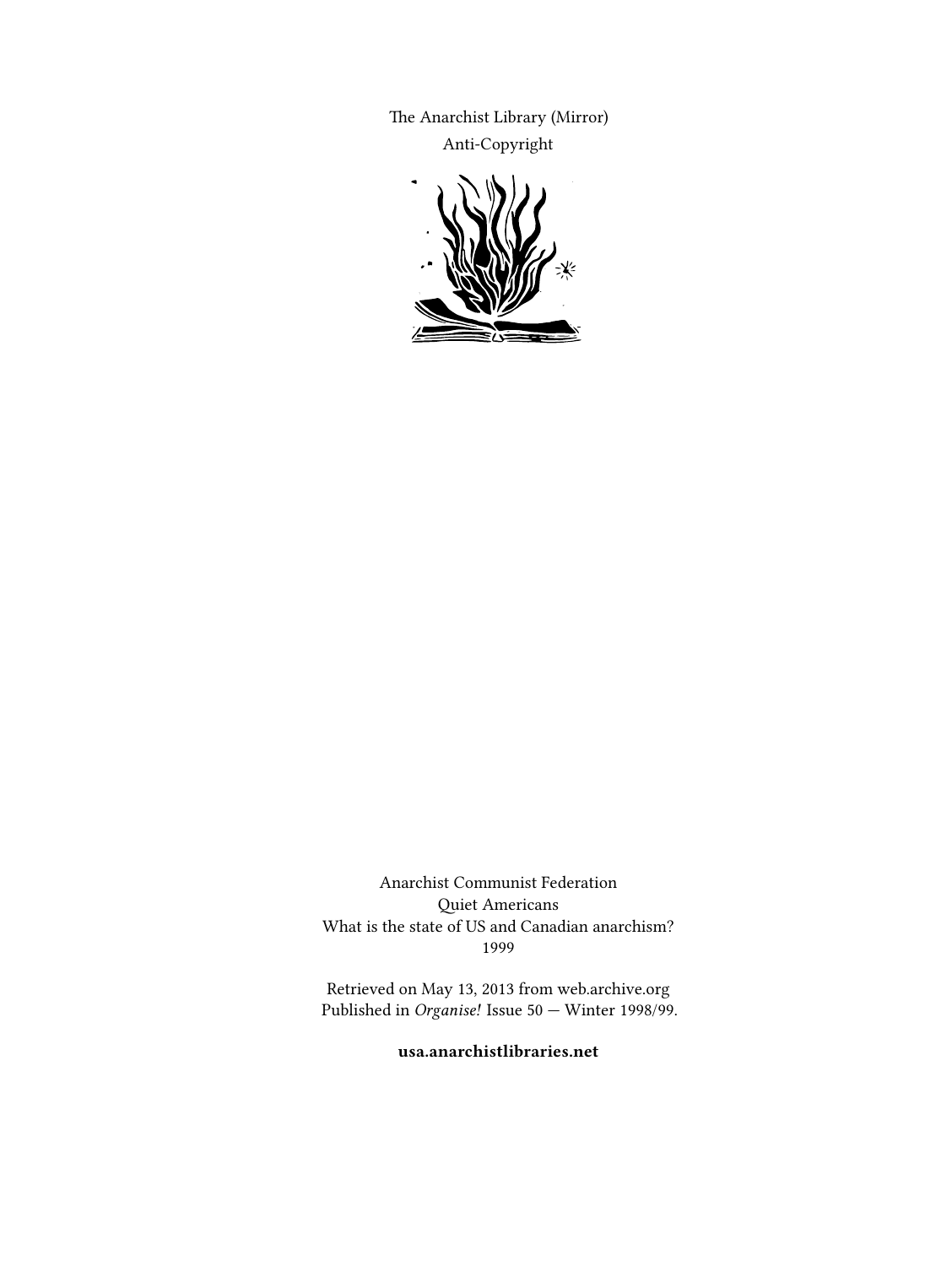The Anarchist Library (Mirror)
Anti-Copyright

Anarchist Communist Federation
Quiet Americans
What is the state of US and Canadian anarchism?
1999

Retrieved on May 13, 2013 from web.archive.org
Published in *Organise!* Issue 50 — Winter 1998/99.

**usa.anarchistlibraries.net**